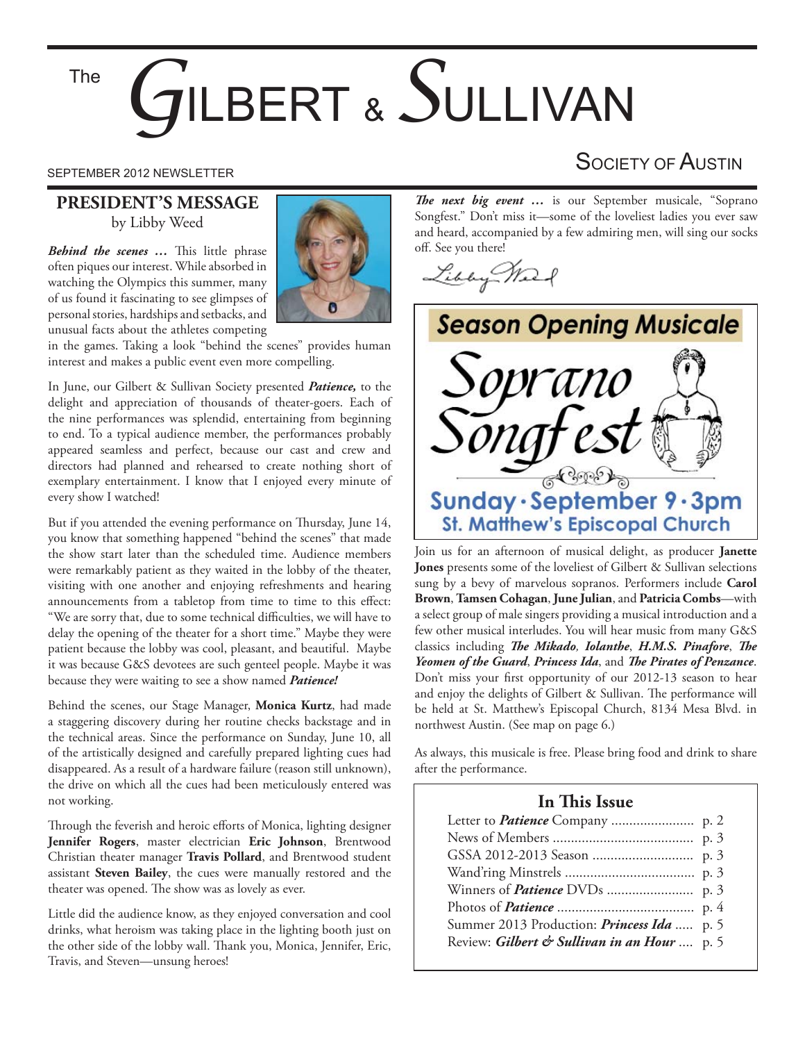# The GILBERT & SULLIVAN SOCIETY OF AUSTIN

SEPTEMBER 2012 NEWSLETTER

## PRESIDENT'S MESSAGE

by Libby Weed

***Behind the scenes …*** This little phrase often piques our interest. While absorbed in watching the Olympics this summer, many of us found it fascinating to see glimpses of personal stories, hardships and setbacks, and unusual facts about the athletes competing in the games. Taking a look "behind the scenes" provides human interest and makes a public event even more compelling.

In June, our Gilbert & Sullivan Society presented ***Patience,*** to the delight and appreciation of thousands of theater-goers. Each of the nine performances was splendid, entertaining from beginning to end. To a typical audience member, the performances probably appeared seamless and perfect, because our cast and crew and directors had planned and rehearsed to create nothing short of exemplary entertainment. I know that I enjoyed every minute of every show I watched!

But if you attended the evening performance on Thursday, June 14, you know that something happened "behind the scenes" that made the show start later than the scheduled time. Audience members were remarkably patient as they waited in the lobby of the theater, visiting with one another and enjoying refreshments and hearing announcements from a tabletop from time to time to this effect: "We are sorry that, due to some technical difficulties, we will have to delay the opening of the theater for a short time." Maybe they were patient because the lobby was cool, pleasant, and beautiful. Maybe it was because G&S devotees are such genteel people. Maybe it was because they were waiting to see a show named ***Patience!***

Behind the scenes, our Stage Manager, **Monica Kurtz**, had made a staggering discovery during her routine checks backstage and in the technical areas. Since the performance on Sunday, June 10, all of the artistically designed and carefully prepared lighting cues had disappeared. As a result of a hardware failure (reason still unknown), the drive on which all the cues had been meticulously entered was not working.

Through the feverish and heroic efforts of Monica, lighting designer **Jennifer Rogers**, master electrician **Eric Johnson**, Brentwood Christian theater manager **Travis Pollard**, and Brentwood student assistant **Steven Bailey**, the cues were manually restored and the theater was opened. The show was as lovely as ever.

Little did the audience know, as they enjoyed conversation and cool drinks, what heroism was taking place in the lighting booth just on the other side of the lobby wall. Thank you, Monica, Jennifer, Eric, Travis, and Steven—unsung heroes!

***The next big event …*** is our September musicale, "Soprano Songfest." Don't miss it—some of the loveliest ladies you ever saw and heard, accompanied by a few admiring men, will sing our socks off. See you there!

Libby Weed

## Season Opening Musicale

### Soprano Songfest

**Sunday · September 9 · 3pm**
**St. Matthew's Episcopal Church**

Join us for an afternoon of musical delight, as producer **Janette Jones** presents some of the loveliest of Gilbert & Sullivan selections sung by a bevy of marvelous sopranos. Performers include **Carol Brown**, **Tamsen Cohagan**, **June Julian**, and **Patricia Combs**—with a select group of male singers providing a musical introduction and a few other musical interludes. You will hear music from many G&S classics including ***The Mikado, Iolanthe***, ***H.M.S. Pinafore***, ***The Yeomen of the Guard***, ***Princess Ida***, and ***The Pirates of Penzance***. Don't miss your first opportunity of our 2012-13 season to hear and enjoy the delights of Gilbert & Sullivan. The performance will be held at St. Matthew's Episcopal Church, 8134 Mesa Blvd. in northwest Austin. (See map on page 6.)

As always, this musicale is free. Please bring food and drink to share after the performance.

## In This Issue

| | |
|---|---|
| Letter to ***Patience*** Company | p. 2 |
| News of Members | p. 3 |
| GSSA 2012-2013 Season | p. 3 |
| Wand'ring Minstrels | p. 3 |
| Winners of ***Patience*** DVDs | p. 3 |
| Photos of ***Patience*** | p. 4 |
| Summer 2013 Production: ***Princess Ida*** | p. 5 |
| Review: ***Gilbert & Sullivan in an Hour*** | p. 5 |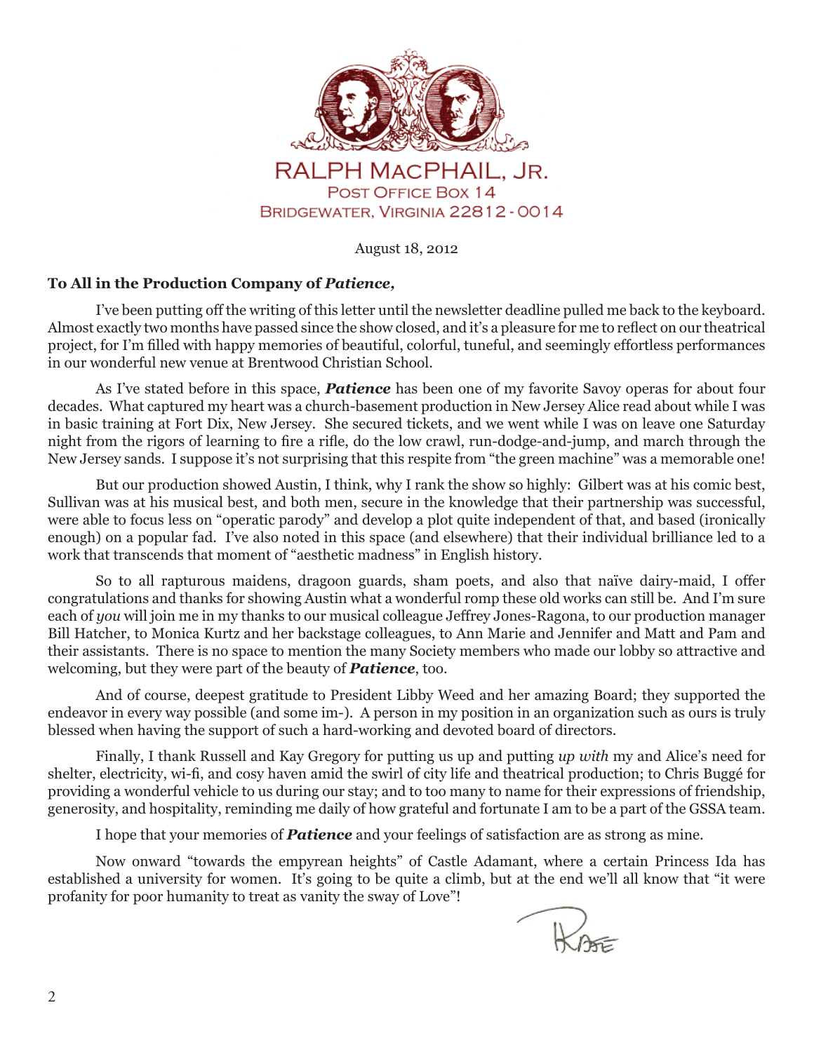RALPH MacPHAIL, JR.
POST OFFICE BOX 14
BRIDGEWATER, VIRGINIA 22812-0014

August 18, 2012

**To All in the Production Company of *Patience*,**

I've been putting off the writing of this letter until the newsletter deadline pulled me back to the keyboard. Almost exactly two months have passed since the show closed, and it's a pleasure for me to reflect on our theatrical project, for I'm filled with happy memories of beautiful, colorful, tuneful, and seemingly effortless performances in our wonderful new venue at Brentwood Christian School.

As I've stated before in this space, ***Patience*** has been one of my favorite Savoy operas for about four decades. What captured my heart was a church-basement production in New Jersey Alice read about while I was in basic training at Fort Dix, New Jersey. She secured tickets, and we went while I was on leave one Saturday night from the rigors of learning to fire a rifle, do the low crawl, run-dodge-and-jump, and march through the New Jersey sands. I suppose it's not surprising that this respite from "the green machine" was a memorable one!

But our production showed Austin, I think, why I rank the show so highly: Gilbert was at his comic best, Sullivan was at his musical best, and both men, secure in the knowledge that their partnership was successful, were able to focus less on "operatic parody" and develop a plot quite independent of that, and based (ironically enough) on a popular fad. I've also noted in this space (and elsewhere) that their individual brilliance led to a work that transcends that moment of "aesthetic madness" in English history.

So to all rapturous maidens, dragoon guards, sham poets, and also that naïve dairy-maid, I offer congratulations and thanks for showing Austin what a wonderful romp these old works can still be. And I'm sure each of *you* will join me in my thanks to our musical colleague Jeffrey Jones-Ragona, to our production manager Bill Hatcher, to Monica Kurtz and her backstage colleagues, to Ann Marie and Jennifer and Matt and Pam and their assistants. There is no space to mention the many Society members who made our lobby so attractive and welcoming, but they were part of the beauty of ***Patience***, too.

And of course, deepest gratitude to President Libby Weed and her amazing Board; they supported the endeavor in every way possible (and some im-). A person in my position in an organization such as ours is truly blessed when having the support of such a hard-working and devoted board of directors.

Finally, I thank Russell and Kay Gregory for putting us up and putting *up with* my and Alice's need for shelter, electricity, wi-fi, and cosy haven amid the swirl of city life and theatrical production; to Chris Buggé for providing a wonderful vehicle to us during our stay; and to too many to name for their expressions of friendship, generosity, and hospitality, reminding me daily of how grateful and fortunate I am to be a part of the GSSA team.

I hope that your memories of ***Patience*** and your feelings of satisfaction are as strong as mine.

Now onward "towards the empyrean heights" of Castle Adamant, where a certain Princess Ida has established a university for women. It's going to be quite a climb, but at the end we'll all know that "it were profanity for poor humanity to treat as vanity the sway of Love"!

Rafe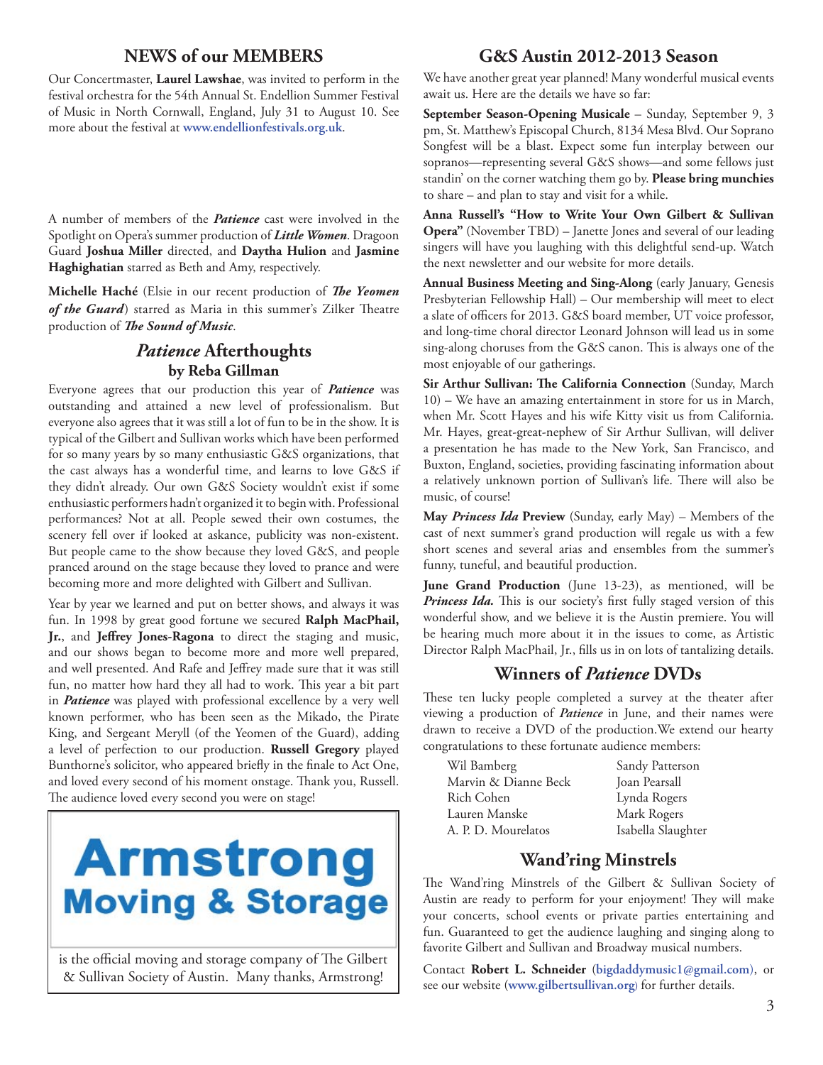## NEWS of our MEMBERS

Our Concertmaster, **Laurel Lawshae**, was invited to perform in the festival orchestra for the 54th Annual St. Endellion Summer Festival of Music in North Cornwall, England, July 31 to August 10. See more about the festival at **www.endellionfestivals.org.uk**.

A number of members of the ***Patience*** cast were involved in the Spotlight on Opera's summer production of ***Little Women***. Dragoon Guard **Joshua Miller** directed, and **Daytha Hulion** and **Jasmine Haghighatian** starred as Beth and Amy, respectively.

**Michelle Haché** (Elsie in our recent production of ***The Yeomen of the Guard***) starred as Maria in this summer's Zilker Theatre production of ***The Sound of Music***.

## *Patience* Afterthoughts
### by Reba Gillman

Everyone agrees that our production this year of ***Patience*** was outstanding and attained a new level of professionalism. But everyone also agrees that it was still a lot of fun to be in the show. It is typical of the Gilbert and Sullivan works which have been performed for so many years by so many enthusiastic G&S organizations, that the cast always has a wonderful time, and learns to love G&S if they didn't already. Our own G&S Society wouldn't exist if some enthusiastic performers hadn't organized it to begin with. Professional performances? Not at all. People sewed their own costumes, the scenery fell over if looked at askance, publicity was non-existent. But people came to the show because they loved G&S, and people pranced around on the stage because they loved to prance and were becoming more and more delighted with Gilbert and Sullivan.

Year by year we learned and put on better shows, and always it was fun. In 1998 by great good fortune we secured **Ralph MacPhail, Jr.**, and **Jeffrey Jones-Ragona** to direct the staging and music, and our shows began to become more and more well prepared, and well presented. And Rafe and Jeffrey made sure that it was still fun, no matter how hard they all had to work. This year a bit part in ***Patience*** was played with professional excellence by a very well known performer, who has been seen as the Mikado, the Pirate King, and Sergeant Meryll (of the Yeomen of the Guard), adding a level of perfection to our production. **Russell Gregory** played Bunthorne's solicitor, who appeared briefly in the finale to Act One, and loved every second of his moment onstage. Thank you, Russell. The audience loved every second you were on stage!

**Armstrong Moving & Storage**

is the official moving and storage company of The Gilbert & Sullivan Society of Austin. Many thanks, Armstrong!

## G&S Austin 2012-2013 Season

We have another great year planned! Many wonderful musical events await us. Here are the details we have so far:

**September Season-Opening Musicale** – Sunday, September 9, 3 pm, St. Matthew's Episcopal Church, 8134 Mesa Blvd. Our Soprano Songfest will be a blast. Expect some fun interplay between our sopranos—representing several G&S shows—and some fellows just standin' on the corner watching them go by. **Please bring munchies** to share – and plan to stay and visit for a while.

**Anna Russell's "How to Write Your Own Gilbert & Sullivan Opera"** (November TBD) – Janette Jones and several of our leading singers will have you laughing with this delightful send-up. Watch the next newsletter and our website for more details.

**Annual Business Meeting and Sing-Along** (early January, Genesis Presbyterian Fellowship Hall) – Our membership will meet to elect a slate of officers for 2013. G&S board member, UT voice professor, and long-time choral director Leonard Johnson will lead us in some sing-along choruses from the G&S canon. This is always one of the most enjoyable of our gatherings.

**Sir Arthur Sullivan: The California Connection** (Sunday, March 10) – We have an amazing entertainment in store for us in March, when Mr. Scott Hayes and his wife Kitty visit us from California. Mr. Hayes, great-great-nephew of Sir Arthur Sullivan, will deliver a presentation he has made to the New York, San Francisco, and Buxton, England, societies, providing fascinating information about a relatively unknown portion of Sullivan's life. There will also be music, of course!

**May *Princess Ida* Preview** (Sunday, early May) – Members of the cast of next summer's grand production will regale us with a few short scenes and several arias and ensembles from the summer's funny, tuneful, and beautiful production.

**June Grand Production** (June 13-23), as mentioned, will be ***Princess Ida.*** This is our society's first fully staged version of this wonderful show, and we believe it is the Austin premiere. You will be hearing much more about it in the issues to come, as Artistic Director Ralph MacPhail, Jr., fills us in on lots of tantalizing details.

## Winners of *Patience* DVDs

These ten lucky people completed a survey at the theater after viewing a production of ***Patience*** in June, and their names were drawn to receive a DVD of the production.We extend our hearty congratulations to these fortunate audience members:

| | |
|---|---|
| Wil Bamberg | Sandy Patterson |
| Marvin & Dianne Beck | Joan Pearsall |
| Rich Cohen | Lynda Rogers |
| Lauren Manske | Mark Rogers |
| A. P. D. Mourelatos | Isabella Slaughter |

## Wand'ring Minstrels

The Wand'ring Minstrels of the Gilbert & Sullivan Society of Austin are ready to perform for your enjoyment! They will make your concerts, school events or private parties entertaining and fun. Guaranteed to get the audience laughing and singing along to favorite Gilbert and Sullivan and Broadway musical numbers.

Contact **Robert L. Schneider** (**bigdaddymusic1@gmail.com**), or see our website (**www.gilbertsullivan.org**) for further details.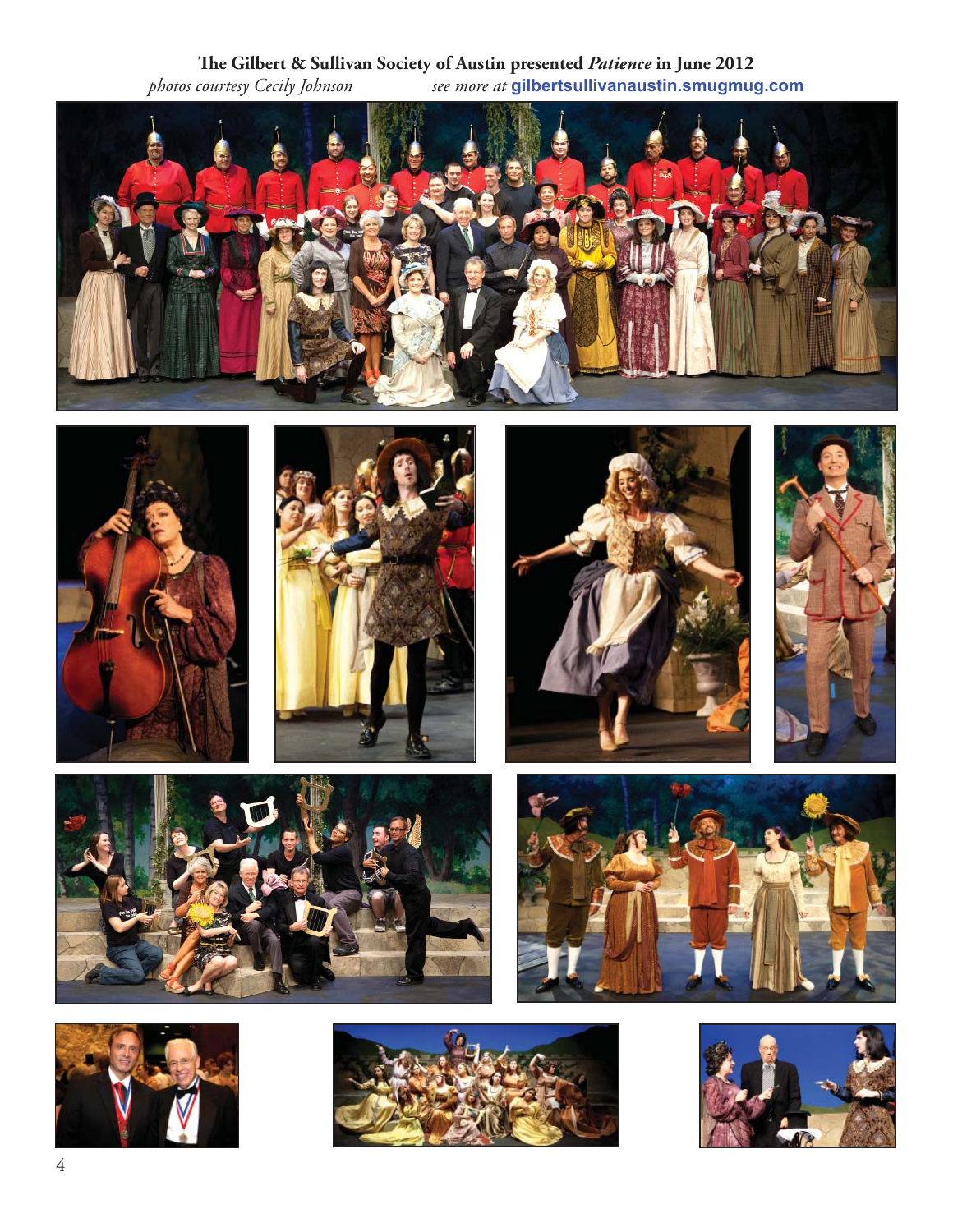**The Gilbert & Sullivan Society of Austin presented *Patience* in June 2012**

*photos courtesy Cecily Johnson* *see more at* **gilbertsullivanaustin.smugmug.com**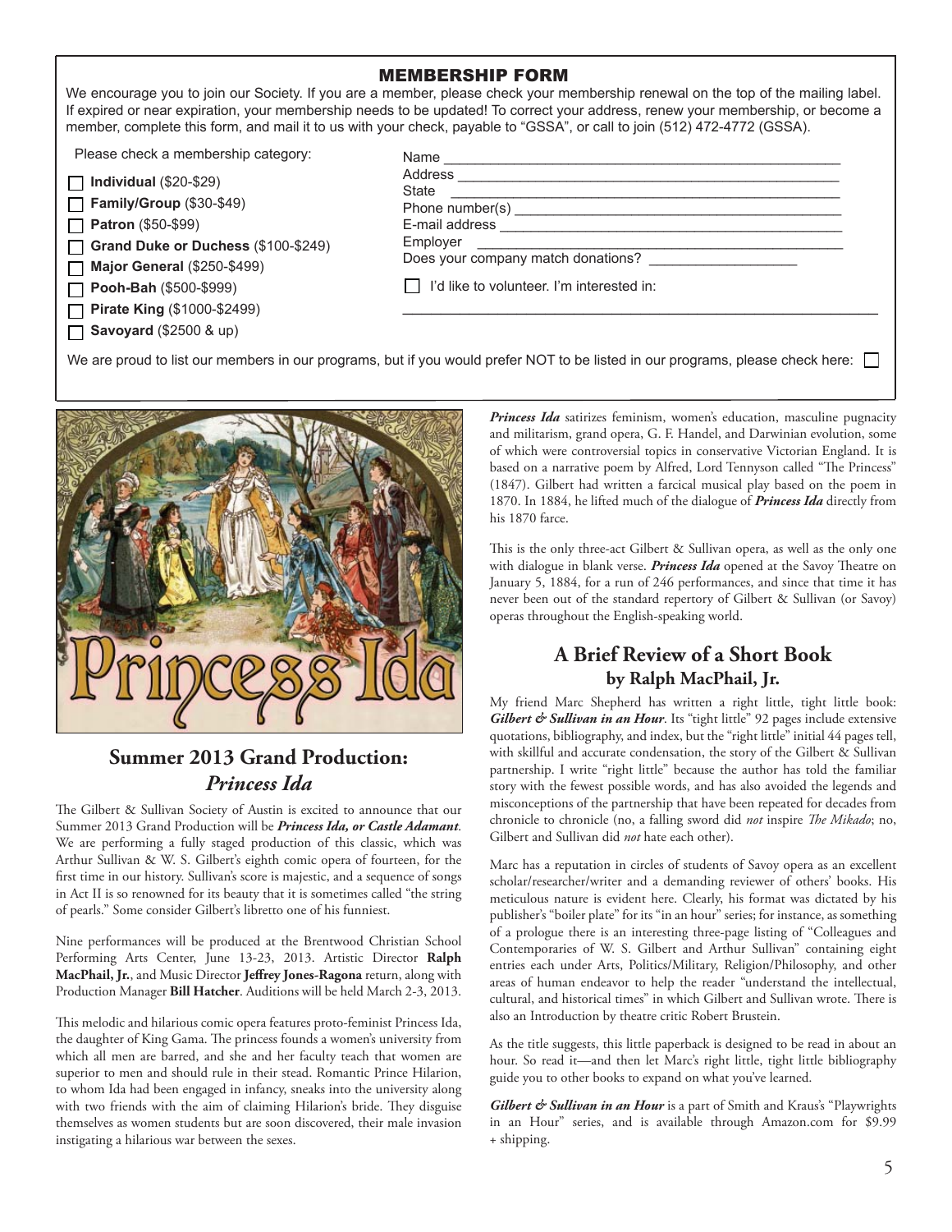## MEMBERSHIP FORM

We encourage you to join our Society. If you are a member, please check your membership renewal on the top of the mailing label. If expired or near expiration, your membership needs to be updated! To correct your address, renew your membership, or become a member, complete this form, and mail it to us with your check, payable to "GSSA", or call to join (512) 472-4772 (GSSA).

Please check a membership category:

- ☐ **Individual** ($20-$29)
- ☐ **Family/Group** ($30-$49)
- ☐ **Patron** ($50-$99)
- ☐ **Grand Duke or Duchess** ($100-$249)
- ☐ **Major General** ($250-$499)
- ☐ **Pooh-Bah** ($500-$999)
- ☐ **Pirate King** ($1000-$2499)
- ☐ **Savoyard** ($2500 & up)

Name ____________________________________________

Address __________________________________________

State ____________________________________________

Phone number(s) __________________________________

E-mail address ____________________________________

Employer _________________________________________

Does your company match donations? _______________

☐ I'd like to volunteer. I'm interested in:

__________________________________________________

We are proud to list our members in our programs, but if you would prefer NOT to be listed in our programs, please check here: ☐

## Summer 2013 Grand Production: *Princess Ida*

The Gilbert & Sullivan Society of Austin is excited to announce that our Summer 2013 Grand Production will be ***Princess Ida, or Castle Adamant***. We are performing a fully staged production of this classic, which was Arthur Sullivan & W. S. Gilbert's eighth comic opera of fourteen, for the first time in our history. Sullivan's score is majestic, and a sequence of songs in Act II is so renowned for its beauty that it is sometimes called "the string of pearls." Some consider Gilbert's libretto one of his funniest.

Nine performances will be produced at the Brentwood Christian School Performing Arts Center, June 13-23, 2013. Artistic Director **Ralph MacPhail, Jr.**, and Music Director **Jeffrey Jones-Ragona** return, along with Production Manager **Bill Hatcher**. Auditions will be held March 2-3, 2013.

This melodic and hilarious comic opera features proto-feminist Princess Ida, the daughter of King Gama. The princess founds a women's university from which all men are barred, and she and her faculty teach that women are superior to men and should rule in their stead. Romantic Prince Hilarion, to whom Ida had been engaged in infancy, sneaks into the university along with two friends with the aim of claiming Hilarion's bride. They disguise themselves as women students but are soon discovered, their male invasion instigating a hilarious war between the sexes.

***Princess Ida*** satirizes feminism, women's education, masculine pugnacity and militarism, grand opera, G. F. Handel, and Darwinian evolution, some of which were controversial topics in conservative Victorian England. It is based on a narrative poem by Alfred, Lord Tennyson called "The Princess" (1847). Gilbert had written a farcical musical play based on the poem in 1870. In 1884, he lifted much of the dialogue of ***Princess Ida*** directly from his 1870 farce.

This is the only three-act Gilbert & Sullivan opera, as well as the only one with dialogue in blank verse. ***Princess Ida*** opened at the Savoy Theatre on January 5, 1884, for a run of 246 performances, and since that time it has never been out of the standard repertory of Gilbert & Sullivan (or Savoy) operas throughout the English-speaking world.

## A Brief Review of a Short Book
### by Ralph MacPhail, Jr.

My friend Marc Shepherd has written a right little, tight little book: ***Gilbert & Sullivan in an Hour***. Its "tight little" 92 pages include extensive quotations, bibliography, and index, but the "right little" initial 44 pages tell, with skillful and accurate condensation, the story of the Gilbert & Sullivan partnership. I write "right little" because the author has told the familiar story with the fewest possible words, and has also avoided the legends and misconceptions of the partnership that have been repeated for decades from chronicle to chronicle (no, a falling sword did *not* inspire *The Mikado*; no, Gilbert and Sullivan did *not* hate each other).

Marc has a reputation in circles of students of Savoy opera as an excellent scholar/researcher/writer and a demanding reviewer of others' books. His meticulous nature is evident here. Clearly, his format was dictated by his publisher's "boiler plate" for its "in an hour" series; for instance, as something of a prologue there is an interesting three-page listing of "Colleagues and Contemporaries of W. S. Gilbert and Arthur Sullivan" containing eight entries each under Arts, Politics/Military, Religion/Philosophy, and other areas of human endeavor to help the reader "understand the intellectual, cultural, and historical times" in which Gilbert and Sullivan wrote. There is also an Introduction by theatre critic Robert Brustein.

As the title suggests, this little paperback is designed to be read in about an hour. So read it—and then let Marc's right little, tight little bibliography guide you to other books to expand on what you've learned.

***Gilbert & Sullivan in an Hour*** is a part of Smith and Kraus's "Playwrights in an Hour" series, and is available through Amazon.com for $9.99 + shipping.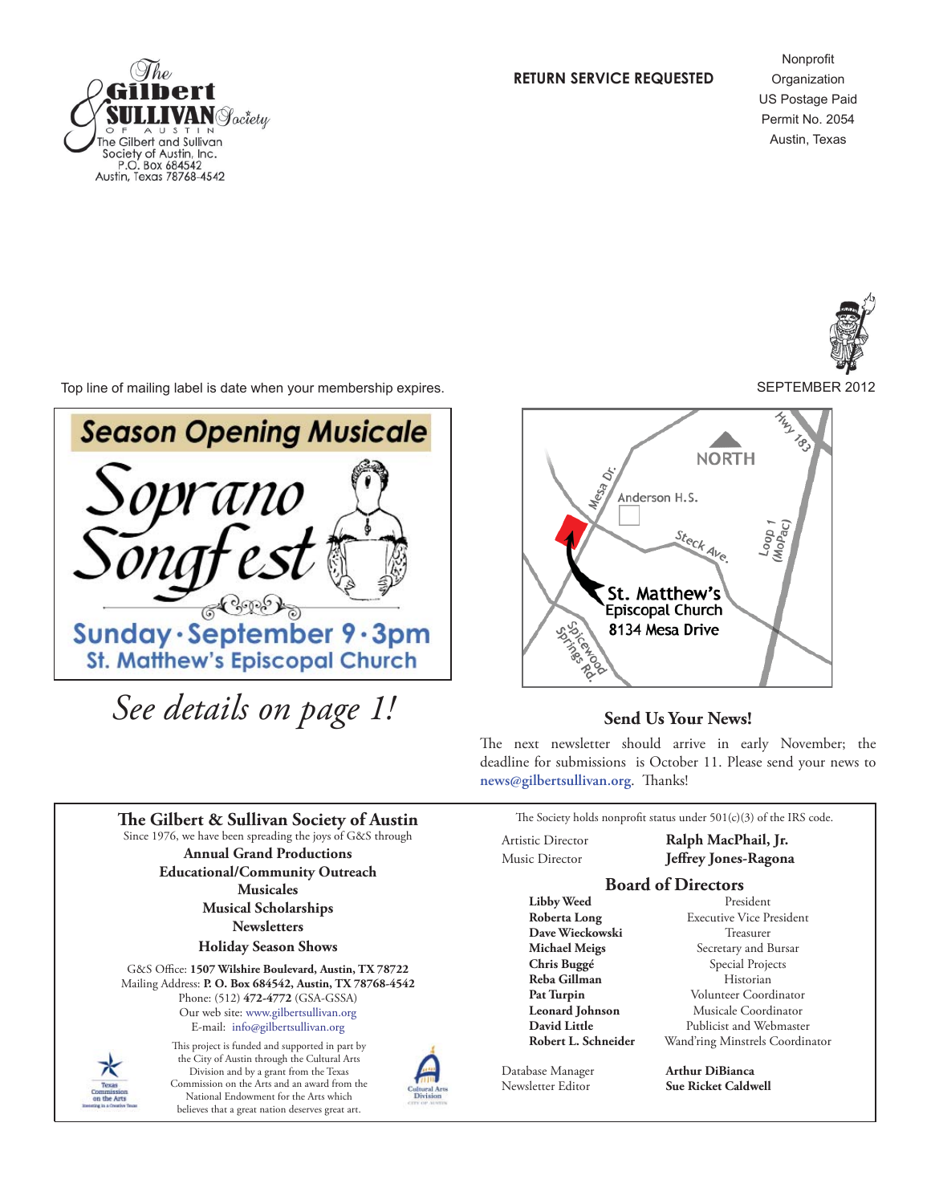The Gilbert & Sullivan Society of Austin
The Gilbert and Sullivan Society of Austin, Inc.
P.O. Box 684542
Austin, Texas 78768-4542

**RETURN SERVICE REQUESTED**

Nonprofit Organization
US Postage Paid
Permit No. 2054
Austin, Texas

Top line of mailing label is date when your membership expires.

SEPTEMBER 2012

## Season Opening Musicale

# Soprano Songfest

**Sunday · September 9 · 3pm**
**St. Matthew's Episcopal Church**

*See details on page 1!*

NORTH
Hwy 183
Mesa Dr.
Anderson H.S.
Steck Ave.
Loop 1 (MoPac)
St. Matthew's Episcopal Church
8134 Mesa Drive
Spicewood Springs Rd.

### Send Us Your News!

The next newsletter should arrive in early November; the deadline for submissions is October 11. Please send your news to **news@gilbertsullivan.org**. Thanks!

---

## The Gilbert & Sullivan Society of Austin

Since 1976, we have been spreading the joys of G&S through

**Annual Grand Productions**
**Educational/Community Outreach**
**Musicales**
**Musical Scholarships**
**Newsletters**
**Holiday Season Shows**

G&S Office: **1507 Wilshire Boulevard, Austin, TX 78722**
Mailing Address: **P. O. Box 684542, Austin, TX 78768-4542**
Phone: (512) **472-4772** (GSA-GSSA)
Our web site: www.gilbertsullivan.org
E-mail: info@gilbertsullivan.org

This project is funded and supported in part by the City of Austin through the Cultural Arts Division and by a grant from the Texas Commission on the Arts and an award from the National Endowment for the Arts which believes that a great nation deserves great art.

The Society holds nonprofit status under 501(c)(3) of the IRS code.

Artistic Director **Ralph MacPhail, Jr.**
Music Director **Jeffrey Jones-Ragona**

### Board of Directors

| | |
|---|---|
| **Libby Weed** | President |
| **Roberta Long** | Executive Vice President |
| **Dave Wieckowski** | Treasurer |
| **Michael Meigs** | Secretary and Bursar |
| **Chris Buggé** | Special Projects |
| **Reba Gillman** | Historian |
| **Pat Turpin** | Volunteer Coordinator |
| **Leonard Johnson** | Musicale Coordinator |
| **David Little** | Publicist and Webmaster |
| **Robert L. Schneider** | Wand'ring Minstrels Coordinator |

Database Manager **Arthur DiBianca**
Newsletter Editor **Sue Ricket Caldwell**